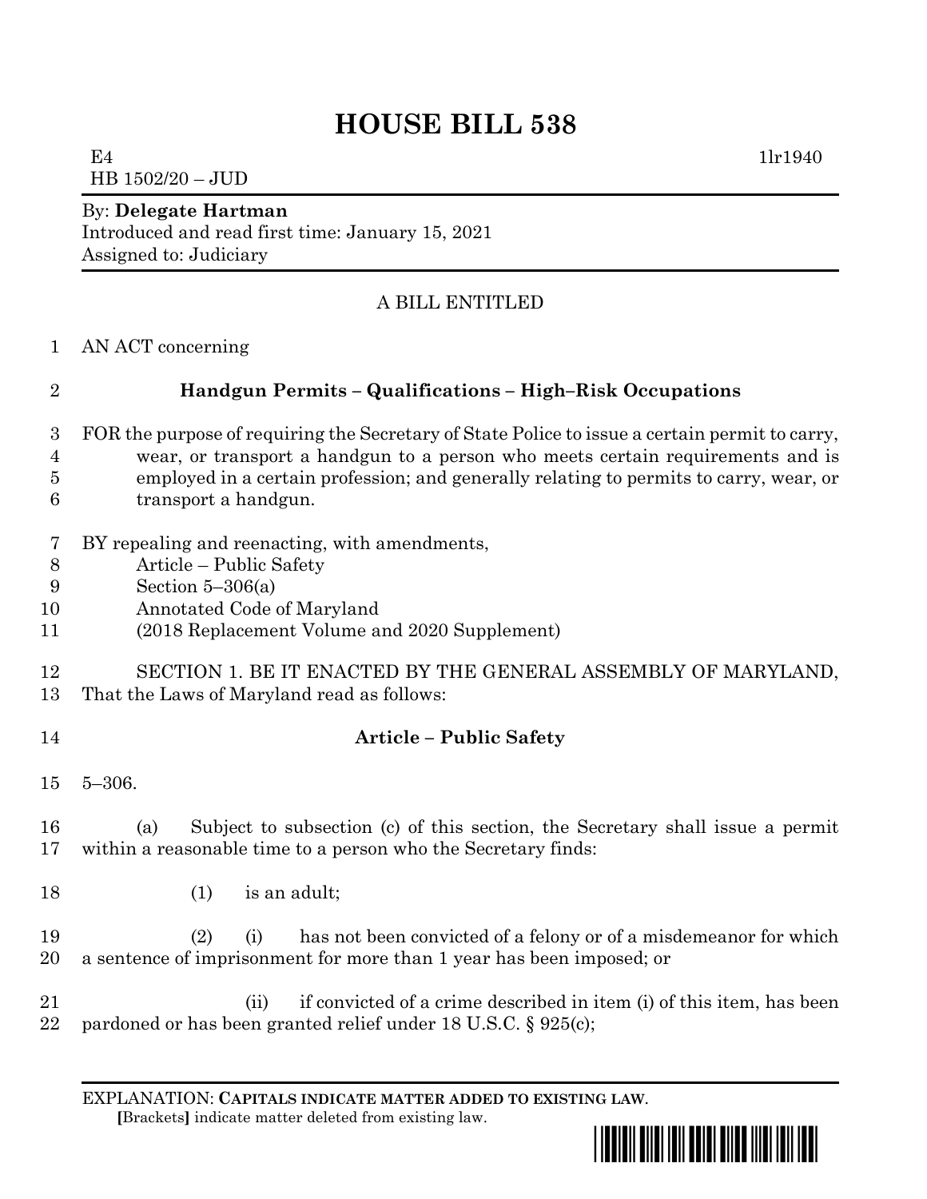# HOUSE BILL 538

E4 1lr1940
HB 1502/20 – JUD

By: **Delegate Hartman**
Introduced and read first time: January 15, 2021
Assigned to: Judiciary

A BILL ENTITLED

AN ACT concerning

## Handgun Permits – Qualifications – High–Risk Occupations

FOR the purpose of requiring the Secretary of State Police to issue a certain permit to carry, wear, or transport a handgun to a person who meets certain requirements and is employed in a certain profession; and generally relating to permits to carry, wear, or transport a handgun.

BY repealing and reenacting, with amendments,
Article – Public Safety
Section 5–306(a)
Annotated Code of Maryland
(2018 Replacement Volume and 2020 Supplement)

SECTION 1. BE IT ENACTED BY THE GENERAL ASSEMBLY OF MARYLAND, That the Laws of Maryland read as follows:

**Article – Public Safety**

5–306.

(a) Subject to subsection (c) of this section, the Secretary shall issue a permit within a reasonable time to a person who the Secretary finds:

(1) is an adult;

(2) (i) has not been convicted of a felony or of a misdemeanor for which a sentence of imprisonment for more than 1 year has been imposed; or

(ii) if convicted of a crime described in item (i) of this item, has been pardoned or has been granted relief under 18 U.S.C. § 925(c);

EXPLANATION: **CAPITALS INDICATE MATTER ADDED TO EXISTING LAW**.
**[**Brackets**]** indicate matter deleted from existing law.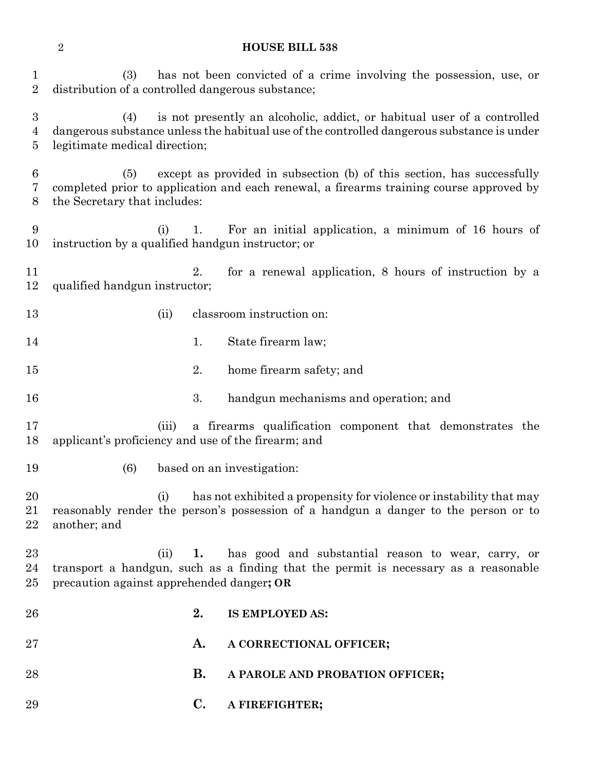(3) has not been convicted of a crime involving the possession, use, or distribution of a controlled dangerous substance;

(4) is not presently an alcoholic, addict, or habitual user of a controlled dangerous substance unless the habitual use of the controlled dangerous substance is under legitimate medical direction;

(5) except as provided in subsection (b) of this section, has successfully completed prior to application and each renewal, a firearms training course approved by the Secretary that includes:

(i) 1. For an initial application, a minimum of 16 hours of instruction by a qualified handgun instructor; or

2. for a renewal application, 8 hours of instruction by a qualified handgun instructor;

(ii) classroom instruction on:

1. State firearm law;

2. home firearm safety; and

3. handgun mechanisms and operation; and

(iii) a firearms qualification component that demonstrates the applicant's proficiency and use of the firearm; and

(6) based on an investigation:

(i) has not exhibited a propensity for violence or instability that may reasonably render the person's possession of a handgun a danger to the person or to another; and

(ii) **1.** has good and substantial reason to wear, carry, or transport a handgun, such as a finding that the permit is necessary as a reasonable precaution against apprehended danger**; OR**

**2. IS EMPLOYED AS:**

**A. A CORRECTIONAL OFFICER;**

**B. A PAROLE AND PROBATION OFFICER;**

**C. A FIREFIGHTER;**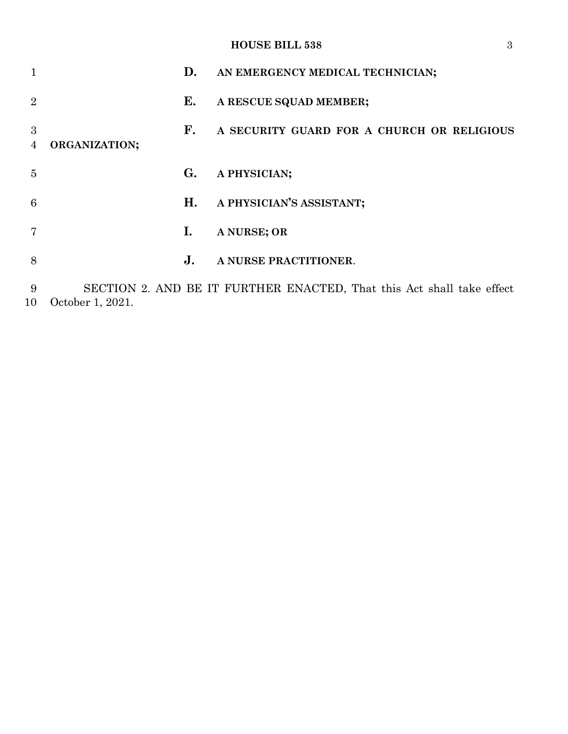**D. AN EMERGENCY MEDICAL TECHNICIAN;**

**E. A RESCUE SQUAD MEMBER;**

**F. A SECURITY GUARD FOR A CHURCH OR RELIGIOUS ORGANIZATION;**

**G. A PHYSICIAN;**

**H. A PHYSICIAN'S ASSISTANT;**

**I. A NURSE; OR**

**J. A NURSE PRACTITIONER**.

SECTION 2. AND BE IT FURTHER ENACTED, That this Act shall take effect October 1, 2021.